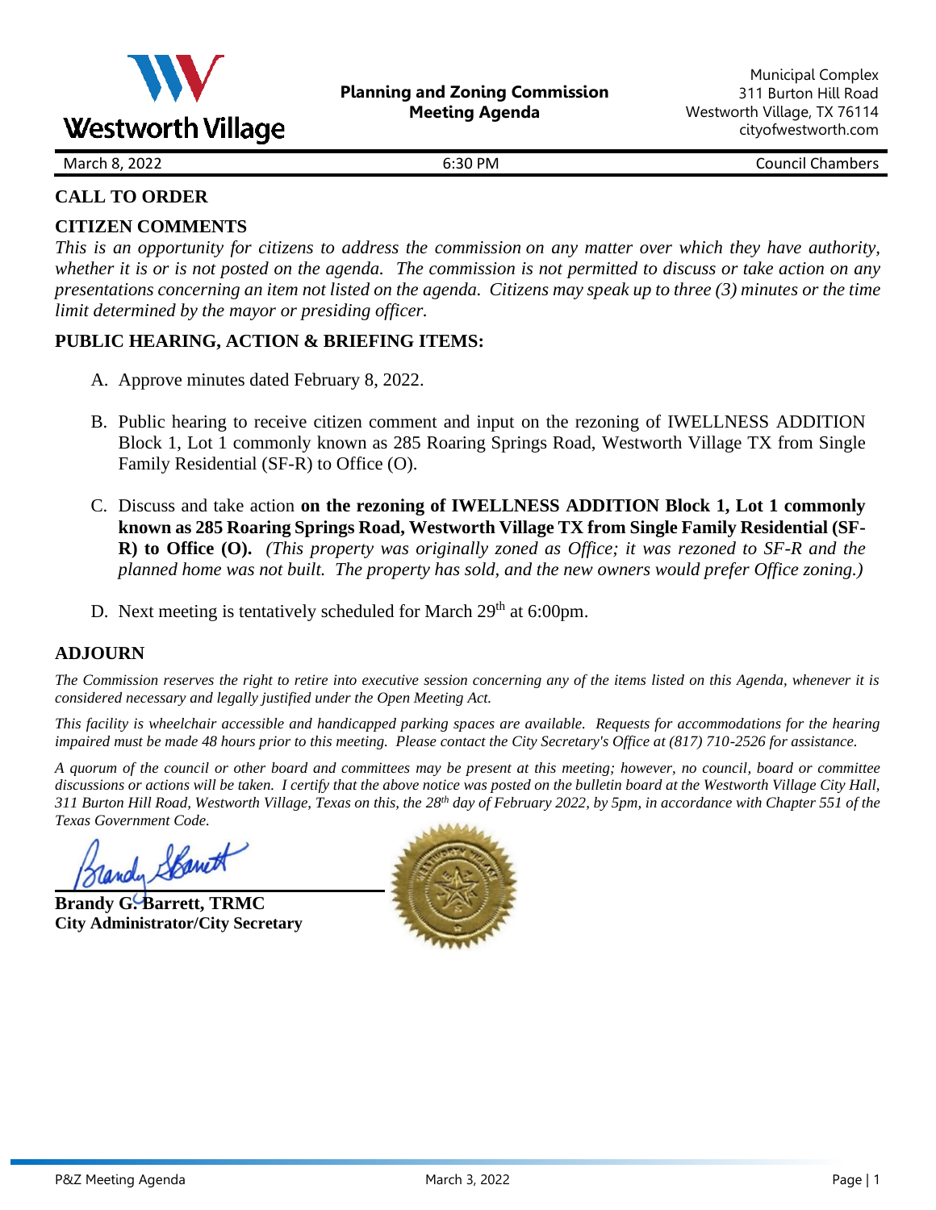Westworth Village

**Planning and Zoning Commission**
**Meeting Agenda**

Municipal Complex
311 Burton Hill Road
Westworth Village, TX 76114
cityofwestworth.com

March 8, 2022 | 6:30 PM | Council Chambers

## CALL TO ORDER

## CITIZEN COMMENTS

*This is an opportunity for citizens to address the commission on any matter over which they have authority, whether it is or is not posted on the agenda. The commission is not permitted to discuss or take action on any presentations concerning an item not listed on the agenda. Citizens may speak up to three (3) minutes or the time limit determined by the mayor or presiding officer.*

## PUBLIC HEARING, ACTION & BRIEFING ITEMS:

A. Approve minutes dated February 8, 2022.

B. Public hearing to receive citizen comment and input on the rezoning of IWELLNESS ADDITION Block 1, Lot 1 commonly known as 285 Roaring Springs Road, Westworth Village TX from Single Family Residential (SF-R) to Office (O).

C. Discuss and take action **on the rezoning of IWELLNESS ADDITION Block 1, Lot 1 commonly known as 285 Roaring Springs Road, Westworth Village TX from Single Family Residential (SF-R) to Office (O).** *(This property was originally zoned as Office; it was rezoned to SF-R and the planned home was not built. The property has sold, and the new owners would prefer Office zoning.)*

D. Next meeting is tentatively scheduled for March 29th at 6:00pm.

## ADJOURN

*The Commission reserves the right to retire into executive session concerning any of the items listed on this Agenda, whenever it is considered necessary and legally justified under the Open Meeting Act.*

*This facility is wheelchair accessible and handicapped parking spaces are available. Requests for accommodations for the hearing impaired must be made 48 hours prior to this meeting. Please contact the City Secretary's Office at (817) 710-2526 for assistance.*

*A quorum of the council or other board and committees may be present at this meeting; however, no council, board or committee discussions or actions will be taken. I certify that the above notice was posted on the bulletin board at the Westworth Village City Hall, 311 Burton Hill Road, Westworth Village, Texas on this, the 28th day of February 2022, by 5pm, in accordance with Chapter 551 of the Texas Government Code.*

**Brandy G. Barrett, TRMC**
**City Administrator/City Secretary**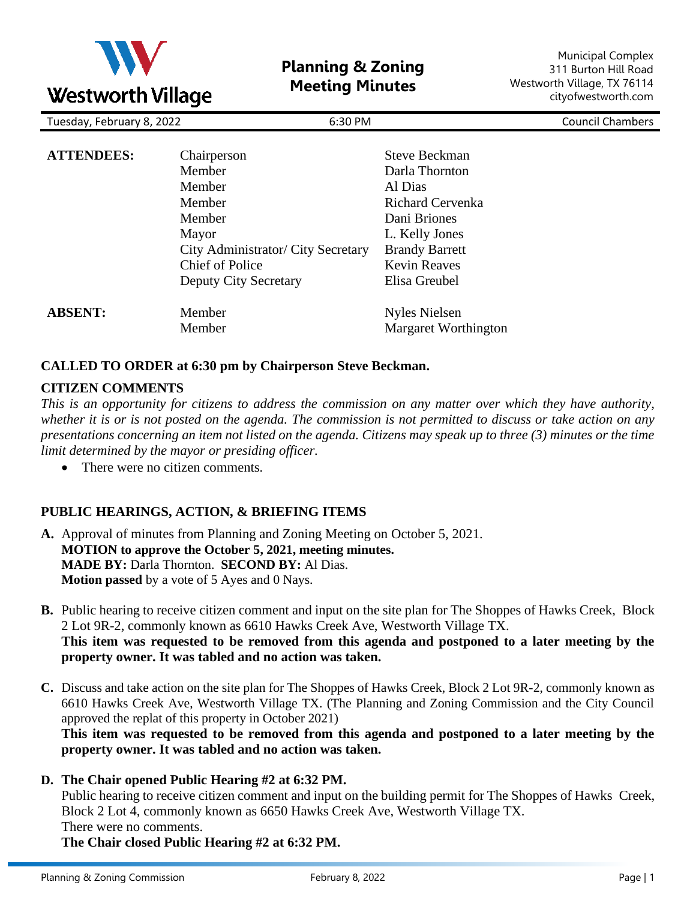Westworth Village

# Planning & Zoning Meeting Minutes

Municipal Complex
311 Burton Hill Road
Westworth Village, TX 76114
cityofwestworth.com

Tuesday, February 8, 2022 | 6:30 PM | Council Chambers

| | | |
|---|---|---|
| **ATTENDEES:** | Chairperson | Steve Beckman |
| | Member | Darla Thornton |
| | Member | Al Dias |
| | Member | Richard Cervenka |
| | Member | Dani Briones |
| | Mayor | L. Kelly Jones |
| | City Administrator/ City Secretary | Brandy Barrett |
| | Chief of Police | Kevin Reaves |
| | Deputy City Secretary | Elisa Greubel |
| **ABSENT:** | Member | Nyles Nielsen |
| | Member | Margaret Worthington |

**CALLED TO ORDER at 6:30 pm by Chairperson Steve Beckman.**

**CITIZEN COMMENTS**

*This is an opportunity for citizens to address the commission on any matter over which they have authority, whether it is or is not posted on the agenda. The commission is not permitted to discuss or take action on any presentations concerning an item not listed on the agenda. Citizens may speak up to three (3) minutes or the time limit determined by the mayor or presiding officer.*

- There were no citizen comments.

**PUBLIC HEARINGS, ACTION, & BRIEFING ITEMS**

**A.** Approval of minutes from Planning and Zoning Meeting on October 5, 2021.
**MOTION to approve the October 5, 2021, meeting minutes.**
**MADE BY:** Darla Thornton. **SECOND BY:** Al Dias.
**Motion passed** by a vote of 5 Ayes and 0 Nays.

**B.** Public hearing to receive citizen comment and input on the site plan for The Shoppes of Hawks Creek, Block 2 Lot 9R-2, commonly known as 6610 Hawks Creek Ave, Westworth Village TX.
**This item was requested to be removed from this agenda and postponed to a later meeting by the property owner. It was tabled and no action was taken.**

**C.** Discuss and take action on the site plan for The Shoppes of Hawks Creek, Block 2 Lot 9R-2, commonly known as 6610 Hawks Creek Ave, Westworth Village TX. (The Planning and Zoning Commission and the City Council approved the replat of this property in October 2021)
**This item was requested to be removed from this agenda and postponed to a later meeting by the property owner. It was tabled and no action was taken.**

**D. The Chair opened Public Hearing #2 at 6:32 PM.**
Public hearing to receive citizen comment and input on the building permit for The Shoppes of Hawks Creek, Block 2 Lot 4, commonly known as 6650 Hawks Creek Ave, Westworth Village TX.
There were no comments.
**The Chair closed Public Hearing #2 at 6:32 PM.**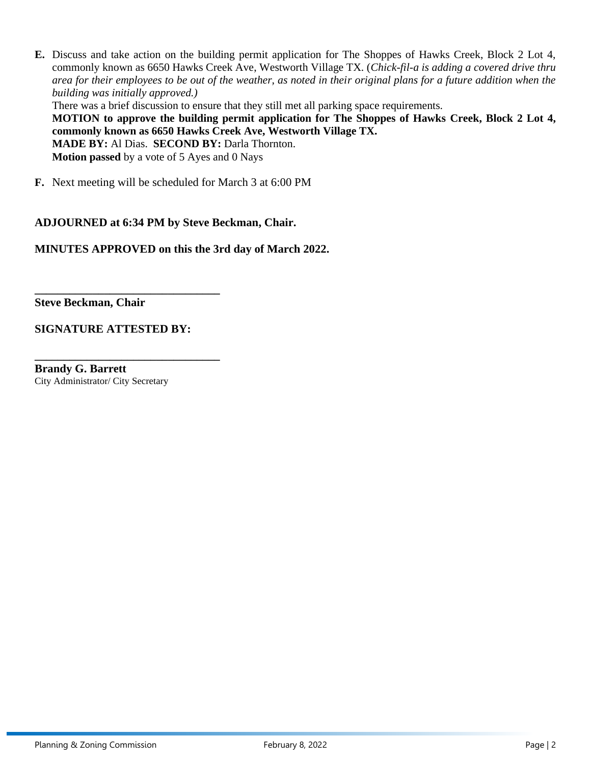**E.** Discuss and take action on the building permit application for The Shoppes of Hawks Creek, Block 2 Lot 4, commonly known as 6650 Hawks Creek Ave, Westworth Village TX. (*Chick-fil-a is adding a covered drive thru area for their employees to be out of the weather, as noted in their original plans for a future addition when the building was initially approved.)*

There was a brief discussion to ensure that they still met all parking space requirements.

**MOTION to approve the building permit application for The Shoppes of Hawks Creek, Block 2 Lot 4, commonly known as 6650 Hawks Creek Ave, Westworth Village TX.**

**MADE BY:** Al Dias. **SECOND BY:** Darla Thornton.

**Motion passed** by a vote of 5 Ayes and 0 Nays

**F.** Next meeting will be scheduled for March 3 at 6:00 PM

**ADJOURNED at 6:34 PM by Steve Beckman, Chair.**

**MINUTES APPROVED on this the 3rd day of March 2022.**

\_\_\_\_\_\_\_\_\_\_\_\_\_\_\_\_\_\_\_\_\_\_\_\_\_\_\_\_\_\_\_\_

**Steve Beckman, Chair**

**SIGNATURE ATTESTED BY:**

\_\_\_\_\_\_\_\_\_\_\_\_\_\_\_\_\_\_\_\_\_\_\_\_\_\_\_\_\_\_\_\_

**Brandy G. Barrett**
City Administrator/ City Secretary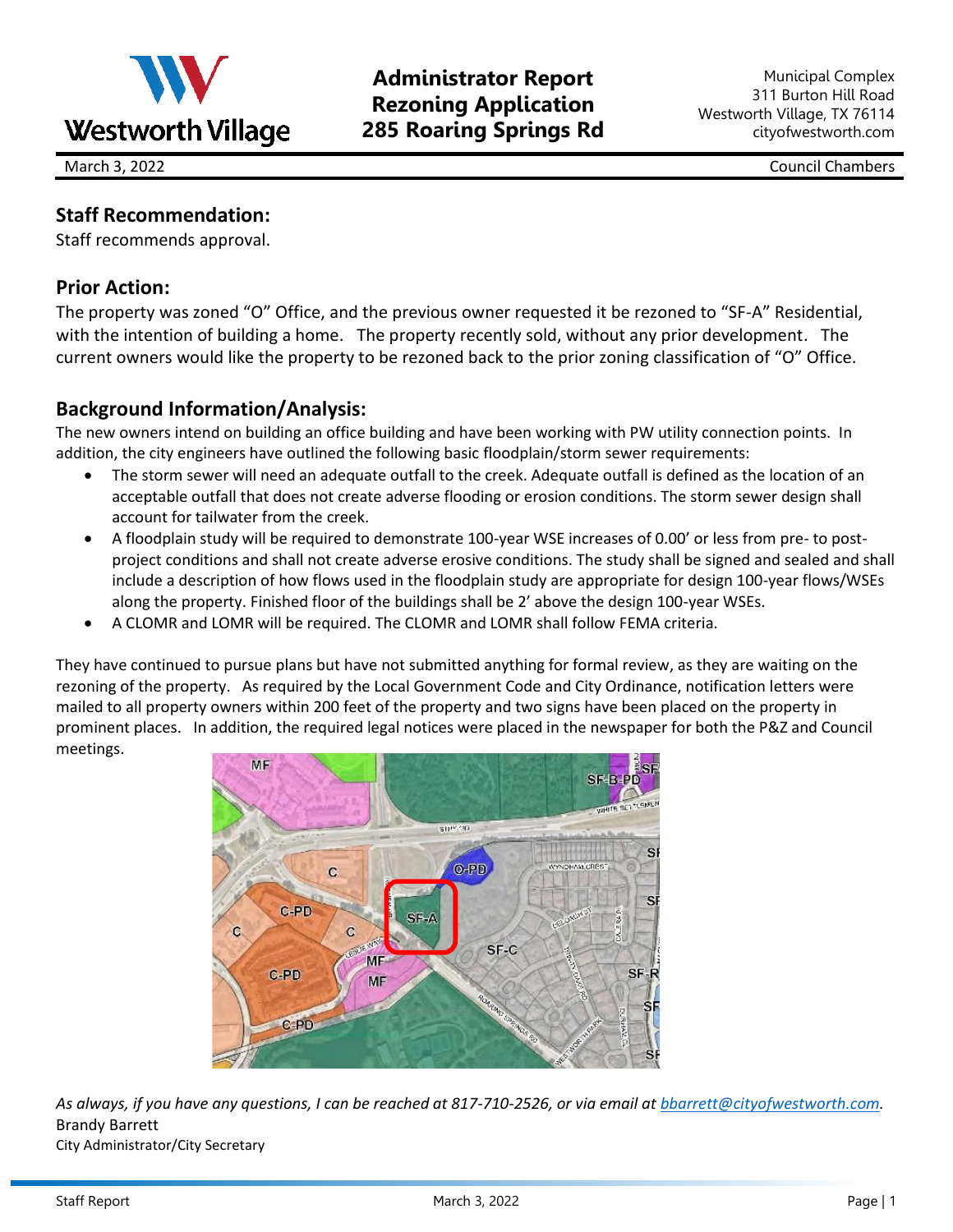**Westworth Village**

# Administrator Report
# Rezoning Application
# 285 Roaring Springs Rd

Municipal Complex
311 Burton Hill Road
Westworth Village, TX 76114
cityofwestworth.com

March 3, 2022 — Council Chambers

## Staff Recommendation:

Staff recommends approval.

## Prior Action:

The property was zoned "O" Office, and the previous owner requested it be rezoned to "SF-A" Residential, with the intention of building a home. The property recently sold, without any prior development. The current owners would like the property to be rezoned back to the prior zoning classification of "O" Office.

## Background Information/Analysis:

The new owners intend on building an office building and have been working with PW utility connection points. In addition, the city engineers have outlined the following basic floodplain/storm sewer requirements:

- The storm sewer will need an adequate outfall to the creek. Adequate outfall is defined as the location of an acceptable outfall that does not create adverse flooding or erosion conditions. The storm sewer design shall account for tailwater from the creek.
- A floodplain study will be required to demonstrate 100-year WSE increases of 0.00' or less from pre- to post-project conditions and shall not create adverse erosive conditions. The study shall be signed and sealed and shall include a description of how flows used in the floodplain study are appropriate for design 100-year flows/WSEs along the property. Finished floor of the buildings shall be 2' above the design 100-year WSEs.
- A CLOMR and LOMR will be required. The CLOMR and LOMR shall follow FEMA criteria.

They have continued to pursue plans but have not submitted anything for formal review, as they are waiting on the rezoning of the property. As required by the Local Government Code and City Ordinance, notification letters were mailed to all property owners within 200 feet of the property and two signs have been placed on the property in prominent places. In addition, the required legal notices were placed in the newspaper for both the P&Z and Council meetings.

*As always, if you have any questions, I can be reached at 817-710-2526, or via email at bbarrett@cityofwestworth.com.*

Brandy Barrett
City Administrator/City Secretary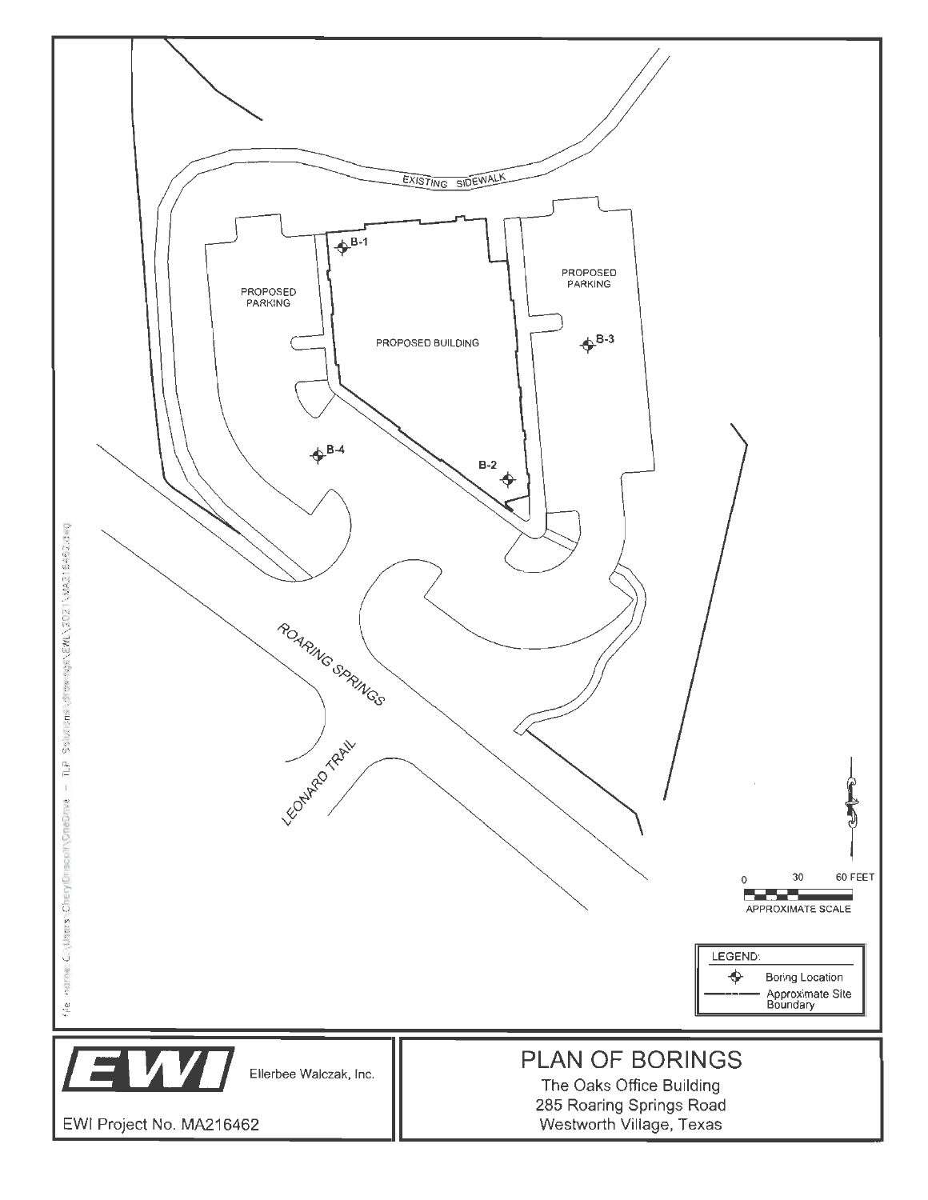EXISTING SIDEWALK

PROPOSED PARKING

B-1

PROPOSED BUILDING

PROPOSED PARKING

B-3

B-4

B-2

ROARING SPRINGS

LEONARD TRAIL

0 30 60 FEET

APPROXIMATE SCALE

LEGEND:

Boring Location

Approximate Site Boundary

EWI Ellerbee Walczak, Inc.

EWI Project No. MA216462

# PLAN OF BORINGS

The Oaks Office Building
285 Roaring Springs Road
Westworth Village, Texas